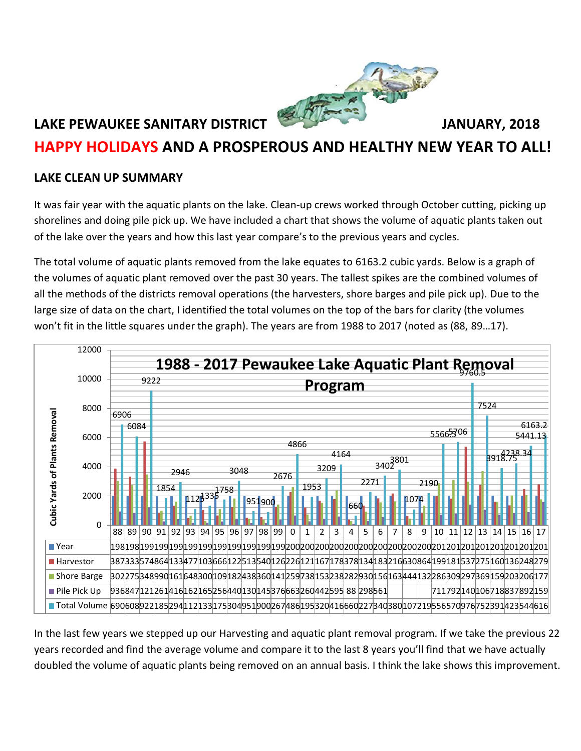**LAKE PEWAUKEE SANITARY DISTRICT** **JANUARY, 2018**

## HAPPY HOLIDAYS AND A PROSPEROUS AND HEALTHY NEW YEAR TO ALL!

### LAKE CLEAN UP SUMMARY

It was fair year with the aquatic plants on the lake. Clean-up crews worked through October cutting, picking up shorelines and doing pile pick up. We have included a chart that shows the volume of aquatic plants taken out of the lake over the years and how this last year compare's to the previous years and cycles.

The total volume of aquatic plants removed from the lake equates to 6163.2 cubic yards. Below is a graph of the volumes of aquatic plant removed over the past 30 years. The tallest spikes are the combined volumes of all the methods of the districts removal operations (the harvesters, shore barges and pile pick up). Due to the large size of data on the chart, I identified the total volumes on the top of the bars for clarity (the volumes won't fit in the little squares under the graph). The years are from 1988 to 2017 (noted as (88, 89…17).

**1988 - 2017 Pewaukee Lake Aquatic Plant Removal Program**

| Year | 88 | 89 | 90 | 91 | 92 | 93 | 94 | 95 | 96 | 97 | 98 | 99 | 0 | 1 | 2 | 3 | 4 | 5 | 6 | 7 | 8 | 9 | 10 | 11 | 12 | 13 | 14 | 15 | 16 | 17 |
|---|---|---|---|---|---|---|---|---|---|---|---|---|---|---|---|---|---|---|---|---|---|---|---|---|---|---|---|---|---|---|
| Total Volume (cubic yards) | 6906 | 6084 | 9222 | 1854 | 2946 | 1123 | 1335 | 1758 | 3048 | 951 | 900 | 2676 | 4866 | 1953 | 3209 | 4164 | 660 | 2271 | 3402 | 3801 | 1074 | 2190 | 5566.5 | 5706 | 9760.5 | 7524 | 3918.75 | 4238.34 | 5441.13 | 6163.2 |

In the last few years we stepped up our Harvesting and aquatic plant removal program. If we take the previous 22 years recorded and find the average volume and compare it to the last 8 years you'll find that we have actually doubled the volume of aquatic plants being removed on an annual basis. I think the lake shows this improvement.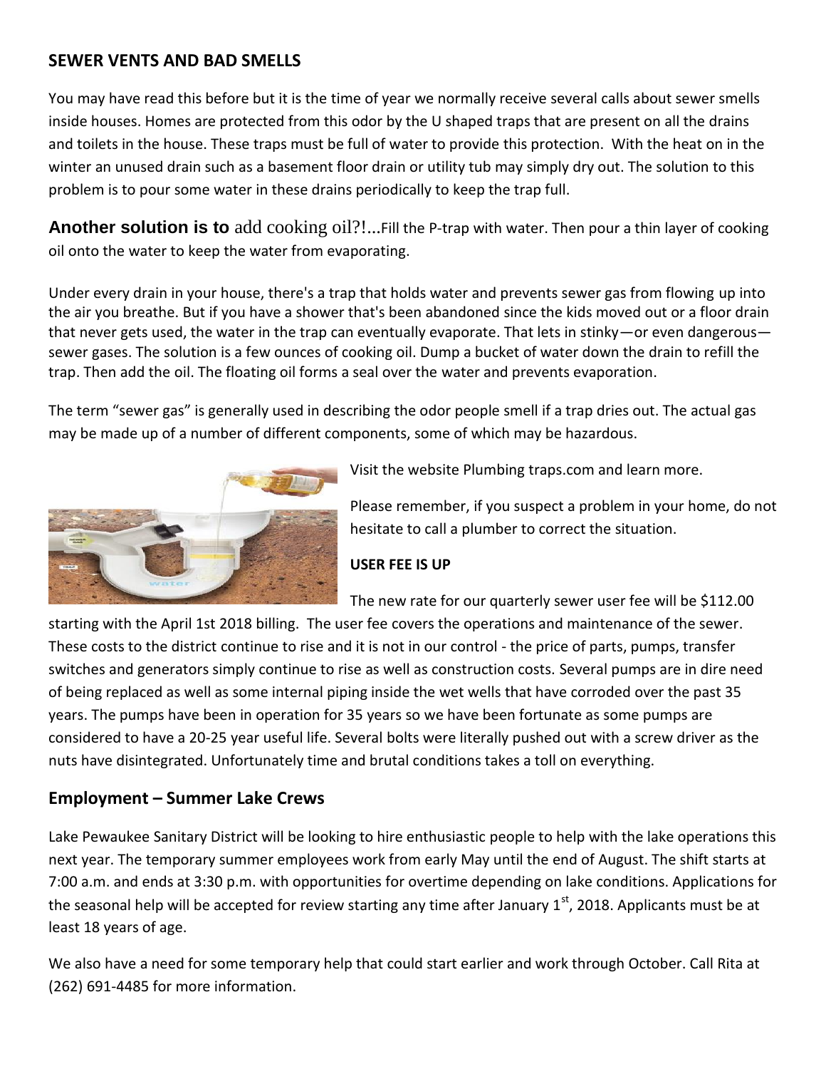## SEWER VENTS AND BAD SMELLS

You may have read this before but it is the time of year we normally receive several calls about sewer smells inside houses. Homes are protected from this odor by the U shaped traps that are present on all the drains and toilets in the house. These traps must be full of water to provide this protection. With the heat on in the winter an unused drain such as a basement floor drain or utility tub may simply dry out. The solution to this problem is to pour some water in these drains periodically to keep the trap full.

**Another solution is to** add cooking oil?!...Fill the P-trap with water. Then pour a thin layer of cooking oil onto the water to keep the water from evaporating.

Under every drain in your house, there's a trap that holds water and prevents sewer gas from flowing up into the air you breathe. But if you have a shower that's been abandoned since the kids moved out or a floor drain that never gets used, the water in the trap can eventually evaporate. That lets in stinky—or even dangerous—sewer gases. The solution is a few ounces of cooking oil. Dump a bucket of water down the drain to refill the trap. Then add the oil. The floating oil forms a seal over the water and prevents evaporation.

The term "sewer gas" is generally used in describing the odor people smell if a trap dries out. The actual gas may be made up of a number of different components, some of which may be hazardous.

Visit the website Plumbing traps.com and learn more.

Please remember, if you suspect a problem in your home, do not hesitate to call a plumber to correct the situation.

**USER FEE IS UP**

The new rate for our quarterly sewer user fee will be $112.00 starting with the April 1st 2018 billing. The user fee covers the operations and maintenance of the sewer. These costs to the district continue to rise and it is not in our control - the price of parts, pumps, transfer switches and generators simply continue to rise as well as construction costs. Several pumps are in dire need of being replaced as well as some internal piping inside the wet wells that have corroded over the past 35 years. The pumps have been in operation for 35 years so we have been fortunate as some pumps are considered to have a 20-25 year useful life. Several bolts were literally pushed out with a screw driver as the nuts have disintegrated. Unfortunately time and brutal conditions takes a toll on everything.

## Employment – Summer Lake Crews

Lake Pewaukee Sanitary District will be looking to hire enthusiastic people to help with the lake operations this next year. The temporary summer employees work from early May until the end of August. The shift starts at 7:00 a.m. and ends at 3:30 p.m. with opportunities for overtime depending on lake conditions. Applications for the seasonal help will be accepted for review starting any time after January 1st, 2018. Applicants must be at least 18 years of age.

We also have a need for some temporary help that could start earlier and work through October. Call Rita at (262) 691-4485 for more information.